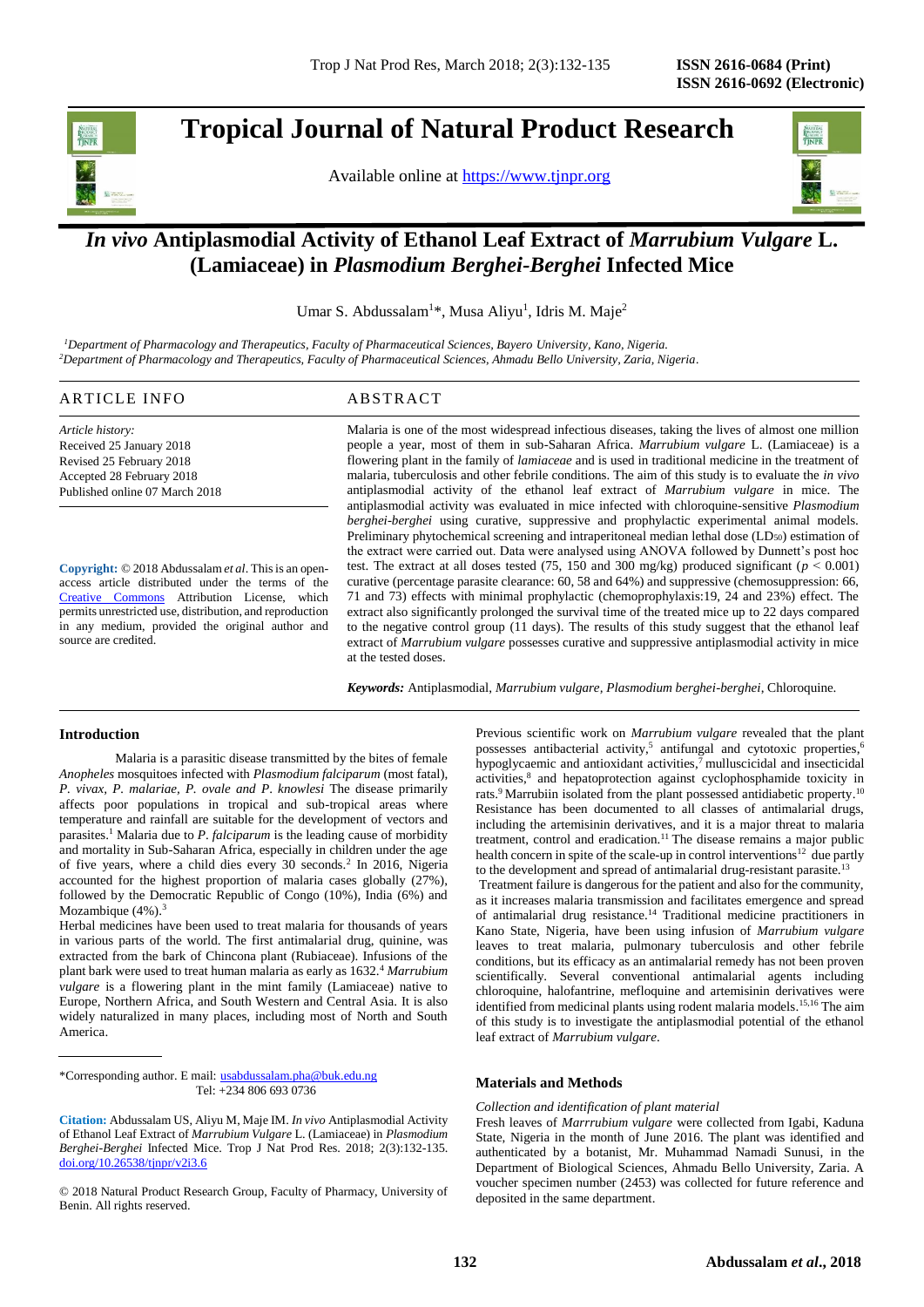# Tropical Journal of Natural Product Research

Available online at https://www.tjnpr.org

# *In vivo* Antiplasmodial Activity of Ethanol Leaf Extract of *Marrubium Vulgare* L. (Lamiaceae) in *Plasmodium Berghei-Berghei* Infected Mice

Umar S. Abdussalam[1]*, Musa Aliyu[1], Idris M. Maje[2]

[1]*Department of Pharmacology and Therapeutics, Faculty of Pharmaceutical Sciences, Bayero University, Kano, Nigeria.*
[2]*Department of Pharmacology and Therapeutics, Faculty of Pharmaceutical Sciences, Ahmadu Bello University, Zaria, Nigeria.*

## ARTICLE INFO

*Article history:*
Received 25 January 2018
Revised 25 February 2018
Accepted 28 February 2018
Published online 07 March 2018

**Copyright:** © 2018 Abdussalam *et al*. This is an open-access article distributed under the terms of the Creative Commons Attribution License, which permits unrestricted use, distribution, and reproduction in any medium, provided the original author and source are credited.

## ABSTRACT

Malaria is one of the most widespread infectious diseases, taking the lives of almost one million people a year, most of them in sub-Saharan Africa. *Marrubium vulgare* L. (Lamiaceae) is a flowering plant in the family of *lamiaceae* and is used in traditional medicine in the treatment of malaria, tuberculosis and other febrile conditions. The aim of this study is to evaluate the *in vivo* antiplasmodial activity of the ethanol leaf extract of *Marrubium vulgare* in mice. The antiplasmodial activity was evaluated in mice infected with chloroquine-sensitive *Plasmodium berghei-berghei* using curative, suppressive and prophylactic experimental animal models. Preliminary phytochemical screening and intraperitoneal median lethal dose ($LD_{50}$) estimation of the extract were carried out. Data were analysed using ANOVA followed by Dunnett's post hoc test. The extract at all doses tested (75, 150 and 300 mg/kg) produced significant ($p < 0.001$) curative (percentage parasite clearance: 60, 58 and 64%) and suppressive (chemosuppression: 66, 71 and 73) effects with minimal prophylactic (chemoprophylaxis:19, 24 and 23%) effect. The extract also significantly prolonged the survival time of the treated mice up to 22 days compared to the negative control group (11 days). The results of this study suggest that the ethanol leaf extract of *Marrubium vulgare* possesses curative and suppressive antiplasmodial activity in mice at the tested doses.

***Keywords:*** Antiplasmodial, *Marrubium vulgare, Plasmodium berghei-berghei*, Chloroquine.

## Introduction

Malaria is a parasitic disease transmitted by the bites of female *Anopheles* mosquitoes infected with *Plasmodium falciparum* (most fatal), *P. vivax, P. malariae, P. ovale and P. knowlesi* The disease primarily affects poor populations in tropical and sub-tropical areas where temperature and rainfall are suitable for the development of vectors and parasites.[1] Malaria due to *P. falciparum* is the leading cause of morbidity and mortality in Sub-Saharan Africa, especially in children under the age of five years, where a child dies every 30 seconds.[2] In 2016, Nigeria accounted for the highest proportion of malaria cases globally (27%), followed by the Democratic Republic of Congo (10%), India (6%) and Mozambique (4%).[3]

Herbal medicines have been used to treat malaria for thousands of years in various parts of the world. The first antimalarial drug, quinine, was extracted from the bark of Chincona plant (Rubiaceae). Infusions of the plant bark were used to treat human malaria as early as 1632.[4] *Marrubium vulgare* is a flowering plant in the mint family (Lamiaceae) native to Europe, Northern Africa, and South Western and Central Asia. It is also widely naturalized in many places, including most of North and South America.

Previous scientific work on *Marrubium vulgare* revealed that the plant possesses antibacterial activity,[5] antifungal and cytotoxic properties,[6] hypoglycaemic and antioxidant activities,[7] mulluscicidal and insecticidal activities,[8] and hepatoprotection against cyclophosphamide toxicity in rats.[9] Marrubiin isolated from the plant possessed antidiabetic property.[10] Resistance has been documented to all classes of antimalarial drugs, including the artemisinin derivatives, and it is a major threat to malaria treatment, control and eradication.[11] The disease remains a major public health concern in spite of the scale-up in control interventions[12] due partly to the development and spread of antimalarial drug-resistant parasite.[13]

Treatment failure is dangerous for the patient and also for the community, as it increases malaria transmission and facilitates emergence and spread of antimalarial drug resistance.[14] Traditional medicine practitioners in Kano State, Nigeria, have been using infusion of *Marrubium vulgare* leaves to treat malaria, pulmonary tuberculosis and other febrile conditions, but its efficacy as an antimalarial remedy has not been proven scientifically. Several conventional antimalarial agents including chloroquine, halofantrine, mefloquine and artemisinin derivatives were identified from medicinal plants using rodent malaria models.[15,16] The aim of this study is to investigate the antiplasmodial potential of the ethanol leaf extract of *Marrubium vulgare*.

## Materials and Methods

*Collection and identification of plant material*

Fresh leaves of *Marrrubium vulgare* were collected from Igabi, Kaduna State, Nigeria in the month of June 2016. The plant was identified and authenticated by a botanist, Mr. Muhammad Namadi Sunusi, in the Department of Biological Sciences, Ahmadu Bello University, Zaria. A voucher specimen number (2453) was collected for future reference and deposited in the same department.

*Corresponding author. E mail: usabdussalam.pha@buk.edu.ng
Tel: +234 806 693 0736

**Citation:** Abdussalam US, Aliyu M, Maje IM. *In vivo* Antiplasmodial Activity of Ethanol Leaf Extract of *Marrubium Vulgare* L. (Lamiaceae) in *Plasmodium Berghei-Berghei* Infected Mice. Trop J Nat Prod Res. 2018; 2(3):132-135. doi.org/10.26538/tjnpr/v2i3.6

© 2018 Natural Product Research Group, Faculty of Pharmacy, University of Benin. All rights reserved.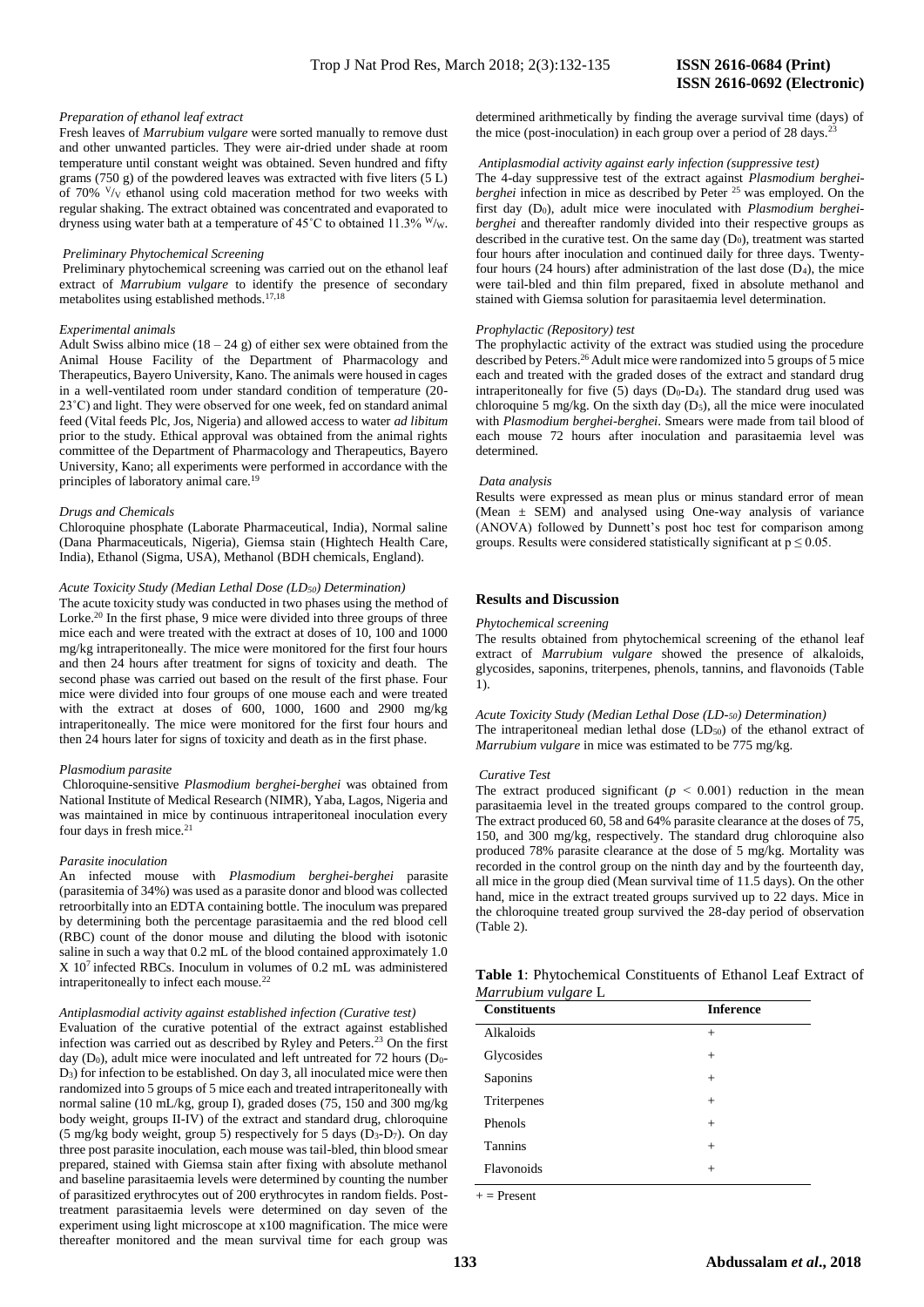### *Preparation of ethanol leaf extract*

Fresh leaves of *Marrubium vulgare* were sorted manually to remove dust and other unwanted particles. They were air-dried under shade at room temperature until constant weight was obtained. Seven hundred and fifty grams (750 g) of the powdered leaves was extracted with five liters (5 L) of 70% $^{V}/_{V}$ ethanol using cold maceration method for two weeks with regular shaking. The extract obtained was concentrated and evaporated to dryness using water bath at a temperature of 45˚C to obtained 11.3% $^{W}/_{W}$.

### *Preliminary Phytochemical Screening*

Preliminary phytochemical screening was carried out on the ethanol leaf extract of *Marrubium vulgare* to identify the presence of secondary metabolites using established methods.[17,18]

### *Experimental animals*

Adult Swiss albino mice (18 – 24 g) of either sex were obtained from the Animal House Facility of the Department of Pharmacology and Therapeutics, Bayero University, Kano. The animals were housed in cages in a well-ventilated room under standard condition of temperature (20-23˚C) and light. They were observed for one week, fed on standard animal feed (Vital feeds Plc, Jos, Nigeria) and allowed access to water *ad libitum* prior to the study. Ethical approval was obtained from the animal rights committee of the Department of Pharmacology and Therapeutics, Bayero University, Kano; all experiments were performed in accordance with the principles of laboratory animal care.[19]

### *Drugs and Chemicals*

Chloroquine phosphate (Laborate Pharmaceutical, India), Normal saline (Dana Pharmaceuticals, Nigeria), Giemsa stain (Hightech Health Care, India), Ethanol (Sigma, USA), Methanol (BDH chemicals, England).

### *Acute Toxicity Study (Median Lethal Dose ($LD_{50}$) Determination)*

The acute toxicity study was conducted in two phases using the method of Lorke.[20] In the first phase, 9 mice were divided into three groups of three mice each and were treated with the extract at doses of 10, 100 and 1000 mg/kg intraperitoneally. The mice were monitored for the first four hours and then 24 hours after treatment for signs of toxicity and death. The second phase was carried out based on the result of the first phase. Four mice were divided into four groups of one mouse each and were treated with the extract at doses of 600, 1000, 1600 and 2900 mg/kg intraperitoneally. The mice were monitored for the first four hours and then 24 hours later for signs of toxicity and death as in the first phase.

### *Plasmodium parasite*

Chloroquine-sensitive *Plasmodium berghei-berghei* was obtained from National Institute of Medical Research (NIMR), Yaba, Lagos, Nigeria and was maintained in mice by continuous intraperitoneal inoculation every four days in fresh mice.[21]

### *Parasite inoculation*

An infected mouse with *Plasmodium berghei-berghei* parasite (parasitemia of 34%) was used as a parasite donor and blood was collected retroorbitally into an EDTA containing bottle. The inoculum was prepared by determining both the percentage parasitaemia and the red blood cell (RBC) count of the donor mouse and diluting the blood with isotonic saline in such a way that 0.2 mL of the blood contained approximately 1.0 X $10^7$ infected RBCs. Inoculum in volumes of 0.2 mL was administered intraperitoneally to infect each mouse.[22]

### *Antiplasmodial activity against established infection (Curative test)*

Evaluation of the curative potential of the extract against established infection was carried out as described by Ryley and Peters.[23] On the first day ($D_0$), adult mice were inoculated and left untreated for 72 hours ($D_0$-$D_3$) for infection to be established. On day 3, all inoculated mice were then randomized into 5 groups of 5 mice each and treated intraperitoneally with normal saline (10 mL/kg, group I), graded doses (75, 150 and 300 mg/kg body weight, groups II-IV) of the extract and standard drug, chloroquine (5 mg/kg body weight, group 5) respectively for 5 days ($D_3$-$D_7$). On day three post parasite inoculation, each mouse was tail-bled, thin blood smear prepared, stained with Giemsa stain after fixing with absolute methanol and baseline parasitaemia levels were determined by counting the number of parasitized erythrocytes out of 200 erythrocytes in random fields. Post-treatment parasitaemia levels were determined on day seven of the experiment using light microscope at x100 magnification. The mice were thereafter monitored and the mean survival time for each group was determined arithmetically by finding the average survival time (days) of the mice (post-inoculation) in each group over a period of 28 days.[23]

### *Antiplasmodial activity against early infection (suppressive test)*

The 4-day suppressive test of the extract against *Plasmodium berghei-berghei* infection in mice as described by Peter [25] was employed. On the first day ($D_0$), adult mice were inoculated with *Plasmodium berghei-berghei* and thereafter randomly divided into their respective groups as described in the curative test. On the same day ($D_0$), treatment was started four hours after inoculation and continued daily for three days. Twenty-four hours (24 hours) after administration of the last dose ($D_4$), the mice were tail-bled and thin film prepared, fixed in absolute methanol and stained with Giemsa solution for parasitaemia level determination.

### *Prophylactic (Repository) test*

The prophylactic activity of the extract was studied using the procedure described by Peters.[26] Adult mice were randomized into 5 groups of 5 mice each and treated with the graded doses of the extract and standard drug intraperitoneally for five (5) days ($D_0$-$D_4$). The standard drug used was chloroquine 5 mg/kg. On the sixth day ($D_5$), all the mice were inoculated with *Plasmodium berghei-berghei*. Smears were made from tail blood of each mouse 72 hours after inoculation and parasitaemia level was determined.

### *Data analysis*

Results were expressed as mean plus or minus standard error of mean (Mean ± SEM) and analysed using One-way analysis of variance (ANOVA) followed by Dunnett's post hoc test for comparison among groups. Results were considered statistically significant at $p \leq 0.05$.

## Results and Discussion

### *Phytochemical screening*

The results obtained from phytochemical screening of the ethanol leaf extract of *Marrubium vulgare* showed the presence of alkaloids, glycosides, saponins, triterpenes, phenols, tannins, and flavonoids (Table 1).

### *Acute Toxicity Study (Median Lethal Dose ($LD_{50}$) Determination)*

The intraperitoneal median lethal dose ($LD_{50}$) of the ethanol extract of *Marrubium vulgare* in mice was estimated to be 775 mg/kg.

### *Curative Test*

The extract produced significant ($p < 0.001$) reduction in the mean parasitaemia level in the treated groups compared to the control group. The extract produced 60, 58 and 64% parasite clearance at the doses of 75, 150, and 300 mg/kg, respectively. The standard drug chloroquine also produced 78% parasite clearance at the dose of 5 mg/kg. Mortality was recorded in the control group on the ninth day and by the fourteenth day, all mice in the group died (Mean survival time of 11.5 days). On the other hand, mice in the extract treated groups survived up to 22 days. Mice in the chloroquine treated group survived the 28-day period of observation (Table 2).

**Table 1**: Phytochemical Constituents of Ethanol Leaf Extract of *Marrubium vulgare* L

| Constituents | Inference |
|---|---|
| Alkaloids | + |
| Glycosides | + |
| Saponins | + |
| Triterpenes | + |
| Phenols | + |
| Tannins | + |
| Flavonoids | + |

+ = Present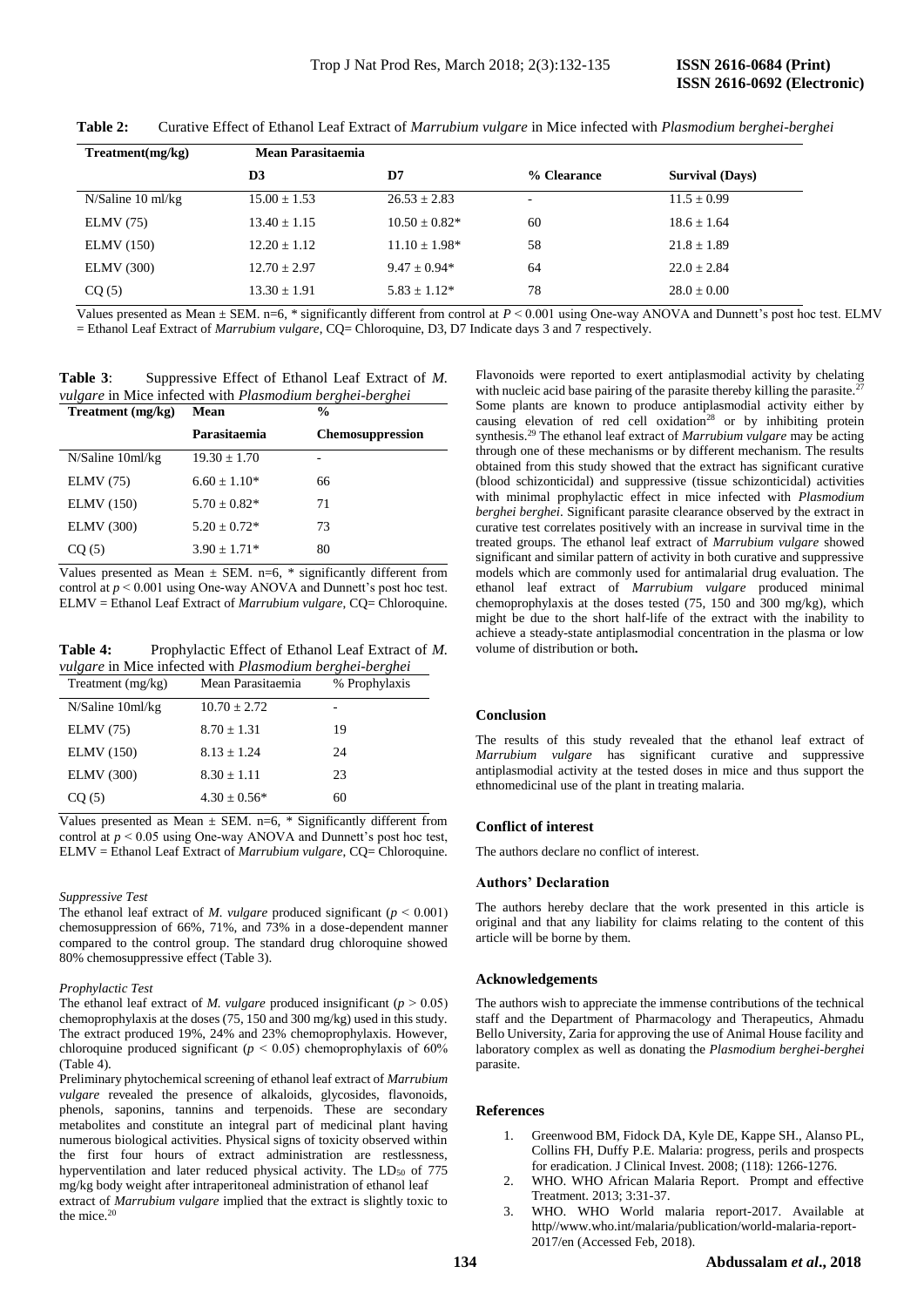**Table 2:** Curative Effect of Ethanol Leaf Extract of *Marrubium vulgare* in Mice infected with *Plasmodium berghei-berghei*

| Treatment(mg/kg) | Mean Parasitaemia | | | |
|---|---|---|---|---|
| | D3 | D7 | % Clearance | Survival (Days) |
| N/Saline 10 ml/kg | 15.00 ± 1.53 | 26.53 ± 2.83 | - | 11.5 ± 0.99 |
| ELMV (75) | 13.40 ± 1.15 | 10.50 ± 0.82* | 60 | 18.6 ± 1.64 |
| ELMV (150) | 12.20 ± 1.12 | 11.10 ± 1.98* | 58 | 21.8 ± 1.89 |
| ELMV (300) | 12.70 ± 2.97 | 9.47 ± 0.94* | 64 | 22.0 ± 2.84 |
| CQ (5) | 13.30 ± 1.91 | 5.83 ± 1.12* | 78 | 28.0 ± 0.00 |

Values presented as Mean ± SEM. n=6, * significantly different from control at $P < 0.001$ using One-way ANOVA and Dunnett's post hoc test. ELMV = Ethanol Leaf Extract of *Marrubium vulgare*, CQ= Chloroquine, D3, D7 Indicate days 3 and 7 respectively.

**Table 3**: Suppressive Effect of Ethanol Leaf Extract of *M. vulgare* in Mice infected with *Plasmodium berghei-berghei*

| Treatment (mg/kg) | Mean Parasitaemia | % Chemosuppression |
|---|---|---|
| N/Saline 10ml/kg | 19.30 ± 1.70 | - |
| ELMV (75) | 6.60 ± 1.10* | 66 |
| ELMV (150) | 5.70 ± 0.82* | 71 |
| ELMV (300) | 5.20 ± 0.72* | 73 |
| CQ (5) | 3.90 ± 1.71* | 80 |

Values presented as Mean ± SEM. n=6, * significantly different from control at $p < 0.001$ using One-way ANOVA and Dunnett's post hoc test. ELMV = Ethanol Leaf Extract of *Marrubium vulgare*, CQ= Chloroquine.

**Table 4:** Prophylactic Effect of Ethanol Leaf Extract of *M. vulgare* in Mice infected with *Plasmodium berghei-berghei*

| Treatment (mg/kg) | Mean Parasitaemia | % Prophylaxis |
|---|---|---|
| N/Saline 10ml/kg | 10.70 ± 2.72 | - |
| ELMV (75) | 8.70 ± 1.31 | 19 |
| ELMV (150) | 8.13 ± 1.24 | 24 |
| ELMV (300) | 8.30 ± 1.11 | 23 |
| CQ (5) | 4.30 ± 0.56* | 60 |

Values presented as Mean ± SEM. n=6, * Significantly different from control at $p < 0.05$ using One-way ANOVA and Dunnett's post hoc test, ELMV = Ethanol Leaf Extract of *Marrubium vulgare*, CQ= Chloroquine.

*Suppressive Test*

The ethanol leaf extract of *M. vulgare* produced significant ($p < 0.001$) chemosuppression of 66%, 71%, and 73% in a dose-dependent manner compared to the control group. The standard drug chloroquine showed 80% chemosuppressive effect (Table 3).

*Prophylactic Test*

The ethanol leaf extract of *M. vulgare* produced insignificant ($p > 0.05$) chemoprophylaxis at the doses (75, 150 and 300 mg/kg) used in this study. The extract produced 19%, 24% and 23% chemoprophylaxis. However, chloroquine produced significant ($p < 0.05$) chemoprophylaxis of 60% (Table 4).

Preliminary phytochemical screening of ethanol leaf extract of *Marrubium vulgare* revealed the presence of alkaloids, glycosides, flavonoids, phenols, saponins, tannins and terpenoids. These are secondary metabolites and constitute an integral part of medicinal plant having numerous biological activities. Physical signs of toxicity observed within the first four hours of extract administration are restlessness, hyperventilation and later reduced physical activity. The $LD_{50}$ of 775 mg/kg body weight after intraperitoneal administration of ethanol leaf extract of *Marrubium vulgare* implied that the extract is slightly toxic to the mice.[20]

Flavonoids were reported to exert antiplasmodial activity by chelating with nucleic acid base pairing of the parasite thereby killing the parasite.[27] Some plants are known to produce antiplasmodial activity either by causing elevation of red cell oxidation[28] or by inhibiting protein synthesis.[29] The ethanol leaf extract of *Marrubium vulgare* may be acting through one of these mechanisms or by different mechanism. The results obtained from this study showed that the extract has significant curative (blood schizonticidal) and suppressive (tissue schizonticidal) activities with minimal prophylactic effect in mice infected with *Plasmodium berghei berghei*. Significant parasite clearance observed by the extract in curative test correlates positively with an increase in survival time in the treated groups. The ethanol leaf extract of *Marrubium vulgare* showed significant and similar pattern of activity in both curative and suppressive models which are commonly used for antimalarial drug evaluation. The ethanol leaf extract of *Marrubium vulgare* produced minimal chemoprophylaxis at the doses tested (75, 150 and 300 mg/kg), which might be due to the short half-life of the extract with the inability to achieve a steady-state antiplasmodial concentration in the plasma or low volume of distribution or both**.**

## Conclusion

The results of this study revealed that the ethanol leaf extract of *Marrubium vulgare* has significant curative and suppressive antiplasmodial activity at the tested doses in mice and thus support the ethnomedicinal use of the plant in treating malaria.

## Conflict of interest

The authors declare no conflict of interest.

## Authors' Declaration

The authors hereby declare that the work presented in this article is original and that any liability for claims relating to the content of this article will be borne by them.

## Acknowledgements

The authors wish to appreciate the immense contributions of the technical staff and the Department of Pharmacology and Therapeutics, Ahmadu Bello University, Zaria for approving the use of Animal House facility and laboratory complex as well as donating the *Plasmodium berghei-berghei* parasite.

## References

1. Greenwood BM, Fidock DA, Kyle DE, Kappe SH., Alanso PL, Collins FH, Duffy P.E. Malaria: progress, perils and prospects for eradication. J Clinical Invest. 2008; (118): 1266-1276.
2. WHO. WHO African Malaria Report. Prompt and effective Treatment. 2013; 3:31-37.
3. WHO. WHO World malaria report-2017. Available at http//www.who.int/malaria/publication/world-malaria-report-2017/en (Accessed Feb, 2018).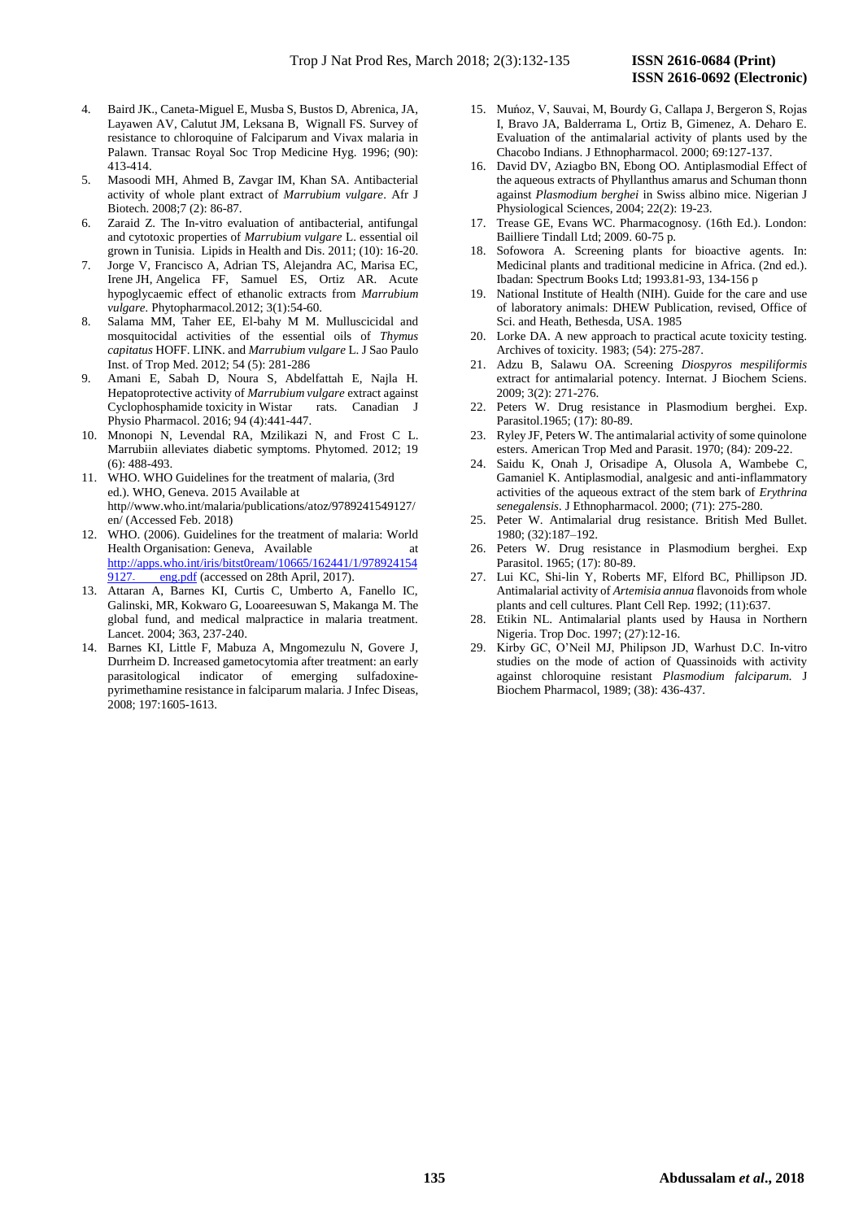4. Baird JK., Caneta-Miguel E, Musba S, Bustos D, Abrenica, JA, Layawen AV, Calutut JM, Leksana B, Wignall FS. Survey of resistance to chloroquine of Falciparum and Vivax malaria in Palawn. Transac Royal Soc Trop Medicine Hyg. 1996; (90): 413-414.
5. Masoodi MH, Ahmed B, Zavgar IM, Khan SA. Antibacterial activity of whole plant extract of *Marrubium vulgare*. Afr J Biotech. 2008;7 (2): 86-87.
6. Zaraid Z. The In-vitro evaluation of antibacterial, antifungal and cytotoxic properties of *Marrubium vulgare* L. essential oil grown in Tunisia. Lipids in Health and Dis. 2011; (10): 16-20.
7. Jorge V, Francisco A, Adrian TS, Alejandra AC, Marisa EC, Irene JH, Angelica FF, Samuel ES, Ortiz AR. Acute hypoglycaemic effect of ethanolic extracts from *Marrubium vulgare*. Phytopharmacol.2012; 3(1):54-60.
8. Salama MM, Taher EE, El-bahy M M. Mulluscicidal and mosquitocidal activities of the essential oils of *Thymus capitatus* HOFF. LINK. and *Marrubium vulgare* L. J Sao Paulo Inst. of Trop Med. 2012; 54 (5): 281-286
9. Amani E, Sabah D, Noura S, Abdelfattah E, Najla H. Hepatoprotective activity of *Marrubium vulgare* extract against Cyclophosphamide toxicity in Wistar rats. Canadian J Physio Pharmacol. 2016; 94 (4):441-447.
10. Mnonopi N, Levendal RA, Mzilikazi N, and Frost C L. Marrubiin alleviates diabetic symptoms. Phytomed. 2012; 19 (6): 488-493.
11. WHO. WHO Guidelines for the treatment of malaria, (3rd ed.). WHO, Geneva. 2015 Available at http//www.who.int/malaria/publications/atoz/9789241549127/en/ (Accessed Feb. 2018)
12. WHO. (2006). Guidelines for the treatment of malaria: World Health Organisation: Geneva, Available at http://apps.who.int/iris/bitst0ream/10665/162441/1/9789241549127_eng.pdf (accessed on 28th April, 2017).
13. Attaran A, Barnes KI, Curtis C, Umberto A, Fanello IC, Galinski, MR, Kokwaro G, Looareesuwan S, Makanga M. The global fund, and medical malpractice in malaria treatment. Lancet. 2004; 363, 237-240.
14. Barnes KI, Little F, Mabuza A, Mngomezulu N, Govere J, Durrheim D. Increased gametocytomia after treatment: an early parasitological indicator of emerging sulfadoxine-pyrimethamine resistance in falciparum malaria. J Infec Diseas, 2008; 197:1605-1613.
15. Muńoz, V, Sauvai, M, Bourdy G, Callapa J, Bergeron S, Rojas I, Bravo JA, Balderrama L, Ortiz B, Gimenez, A. Deharo E. Evaluation of the antimalarial activity of plants used by the Chacobo Indians. J Ethnopharmacol. 2000; 69:127-137.
16. David DV, Aziagbo BN, Ebong OO. Antiplasmodial Effect of the aqueous extracts of Phyllanthus amarus and Schuman thonn against *Plasmodium berghei* in Swiss albino mice. Nigerian J Physiological Sciences, 2004; 22(2): 19-23.
17. Trease GE, Evans WC. Pharmacognosy. (16th Ed.). London: Bailliere Tindall Ltd; 2009. 60-75 p.
18. Sofowora A. Screening plants for bioactive agents. In: Medicinal plants and traditional medicine in Africa. (2nd ed.). Ibadan: Spectrum Books Ltd; 1993.81-93, 134-156 p
19. National Institute of Health (NIH). Guide for the care and use of laboratory animals: DHEW Publication, revised, Office of Sci. and Heath, Bethesda, USA. 1985
20. Lorke DA. A new approach to practical acute toxicity testing. Archives of toxicity. 1983; (54): 275-287.
21. Adzu B, Salawu OA. Screening *Diospyros mespiliformis* extract for antimalarial potency. Internat. J Biochem Sciens. 2009; 3(2): 271-276.
22. Peters W. Drug resistance in Plasmodium berghei. Exp. Parasitol.1965; (17): 80-89.
23. Ryley JF, Peters W. The antimalarial activity of some quinolone esters. American Trop Med and Parasit. 1970; (84): 209-22.
24. Saidu K, Onah J, Orisadipe A, Olusola A, Wambebe C, Gamaniel K. Antiplasmodial, analgesic and anti-inflammatory activities of the aqueous extract of the stem bark of *Erythrina senegalensis*. J Ethnopharmacol. 2000; (71): 275-280.
25. Peter W. Antimalarial drug resistance. British Med Bullet. 1980; (32):187–192.
26. Peters W. Drug resistance in Plasmodium berghei. Exp Parasitol. 1965; (17): 80-89.
27. Lui KC, Shi-lin Y, Roberts MF, Elford BC, Phillipson JD. Antimalarial activity of *Artemisia annua* flavonoids from whole plants and cell cultures. Plant Cell Rep. 1992; (11):637.
28. Etikin NL. Antimalarial plants used by Hausa in Northern Nigeria. Trop Doc. 1997; (27):12-16.
29. Kirby GC, O'Neil MJ, Philipson JD, Warhust D.C. In-vitro studies on the mode of action of Quassinoids with activity against chloroquine resistant *Plasmodium falciparum.* J Biochem Pharmacol, 1989; (38): 436-437.